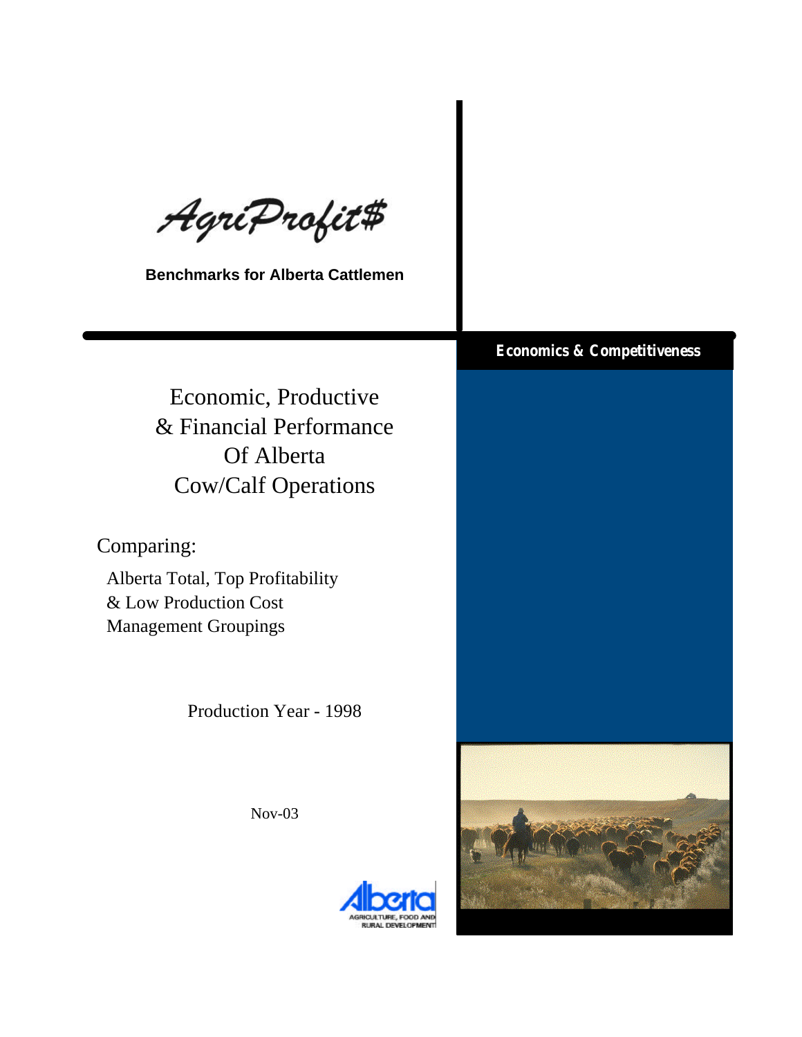# AgriProfit$

**Benchmarks for Alberta Cattlemen**

**Economics & Competitiveness**

## Economic, Productive & Financial Performance Of Alberta Cow/Calf Operations

Comparing:

Alberta Total, Top Profitability & Low Production Cost Management Groupings

Production Year - 1998

Nov-03

Alberta AGRICULTURE, FOOD AND RURAL DEVELOPMENT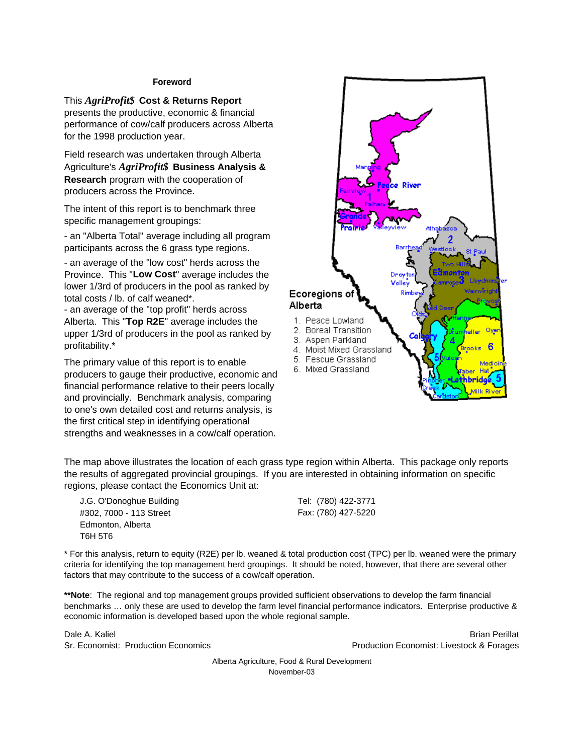## Foreword

This ***AgriProfit$*** **Cost & Returns Report** presents the productive, economic & financial performance of cow/calf producers across Alberta for the 1998 production year.

Field research was undertaken through Alberta Agriculture's ***AgriProfit$*** **Business Analysis & Research** program with the cooperation of producers across the Province.

The intent of this report is to benchmark three specific management groupings:

- an "Alberta Total" average including all program participants across the 6 grass type regions.
- an average of the "low cost" herds across the Province. This "**Low Cost**" average includes the lower 1/3rd of producers in the pool as ranked by total costs / lb. of calf weaned*.
- an average of the "top profit" herds across Alberta. This "**Top R2E**" average includes the upper 1/3rd of producers in the pool as ranked by profitability.*

The primary value of this report is to enable producers to gauge their productive, economic and financial performance relative to their peers locally and provincially. Benchmark analysis, comparing to one's own detailed cost and returns analysis, is the first critical step in identifying operational strengths and weaknesses in a cow/calf operation.

**Ecoregions of Alberta**

1. Peace Lowland
2. Boreal Transition
3. Aspen Parkland
4. Moist Mixed Grassland
5. Fescue Grassland
6. Mixed Grassland

The map above illustrates the location of each grass type region within Alberta. This package only reports the results of aggregated provincial groupings. If you are interested in obtaining information on specific regions, please contact the Economics Unit at:

J.G. O'Donoghue Building
#302, 7000 - 113 Street
Edmonton, Alberta
T6H 5T6

Tel: (780) 422-3771
Fax: (780) 427-5220

* For this analysis, return to equity (R2E) per lb. weaned & total production cost (TPC) per lb. weaned were the primary criteria for identifying the top management herd groupings. It should be noted, however, that there are several other factors that may contribute to the success of a cow/calf operation.

****Note**: The regional and top management groups provided sufficient observations to develop the farm financial benchmarks … only these are used to develop the farm level financial performance indicators. Enterprise productive & economic information is developed based upon the whole regional sample.

Dale A. Kaliel
Sr. Economist: Production Economics

Brian Perillat
Production Economist: Livestock & Forages

Alberta Agriculture, Food & Rural Development
November-03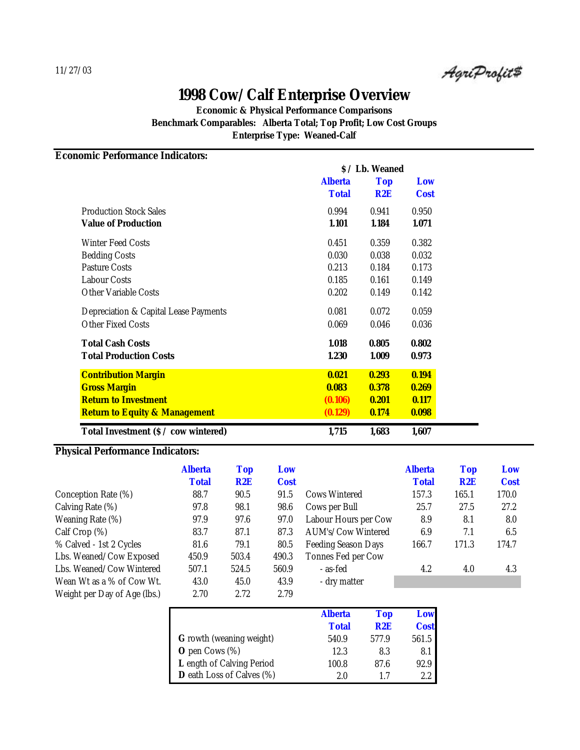11/27/03

AgriProfit$

# 1998 Cow/Calf Enterprise Overview

**Economic & Physical Performance Comparisons**

**Benchmark Comparables: Alberta Total; Top Profit; Low Cost Groups**

**Enterprise Type: Weaned-Calf**

## Economic Performance Indicators:

| | $ / Lb. Weaned | | |
|---|---|---|---|
| | **Alberta Total** | **Top R2E** | **Low Cost** |
| Production Stock Sales | 0.994 | 0.941 | 0.950 |
| **Value of Production** | **1.101** | **1.184** | **1.071** |
| Winter Feed Costs | 0.451 | 0.359 | 0.382 |
| Bedding Costs | 0.030 | 0.038 | 0.032 |
| Pasture Costs | 0.213 | 0.184 | 0.173 |
| Labour Costs | 0.185 | 0.161 | 0.149 |
| Other Variable Costs | 0.202 | 0.149 | 0.142 |
| Depreciation & Capital Lease Payments | 0.081 | 0.072 | 0.059 |
| Other Fixed Costs | 0.069 | 0.046 | 0.036 |
| **Total Cash Costs** | **1.018** | **0.805** | **0.802** |
| **Total Production Costs** | **1.230** | **1.009** | **0.973** |
| **Contribution Margin** | **0.021** | **0.293** | **0.194** |
| **Gross Margin** | **0.083** | **0.378** | **0.269** |
| **Return to Investment** | **(0.106)** | **0.201** | **0.117** |
| **Return to Equity & Management** | **(0.129)** | **0.174** | **0.098** |
| **Total Investment ($ / cow wintered)** | **1,715** | **1,683** | **1,607** |

## Physical Performance Indicators:

| | **Alberta Total** | **Top R2E** | **Low Cost** |
|---|---|---|---|
| Conception Rate (%) | 88.7 | 90.5 | 91.5 |
| Calving Rate (%) | 97.8 | 98.1 | 98.6 |
| Weaning Rate (%) | 97.9 | 97.6 | 97.0 |
| Calf Crop (%) | 83.7 | 87.1 | 87.3 |
| % Calved - 1st 2 Cycles | 81.6 | 79.1 | 80.5 |
| Lbs. Weaned/Cow Exposed | 450.9 | 503.4 | 490.3 |
| Lbs. Weaned/Cow Wintered | 507.1 | 524.5 | 560.9 |
| Wean Wt as a % of Cow Wt. | 43.0 | 45.0 | 43.9 |
| Weight per Day of Age (lbs.) | 2.70 | 2.72 | 2.79 |

| | **Alberta Total** | **Top R2E** | **Low Cost** |
|---|---|---|---|
| Cows Wintered | 157.3 | 165.1 | 170.0 |
| Cows per Bull | 25.7 | 27.5 | 27.2 |
| Labour Hours per Cow | 8.9 | 8.1 | 8.0 |
| AUM's/Cow Wintered | 6.9 | 7.1 | 6.5 |
| Feeding Season Days | 166.7 | 171.3 | 174.7 |
| Tonnes Fed per Cow | | | |
| - as-fed | 4.2 | 4.0 | 4.3 |
| - dry matter | | | |

| | **Alberta Total** | **Top R2E** | **Low Cost** |
|---|---|---|---|
| **G** rowth (weaning weight) | 540.9 | 577.9 | 561.5 |
| **O** pen Cows (%) | 12.3 | 8.3 | 8.1 |
| **L** ength of Calving Period | 100.8 | 87.6 | 92.9 |
| **D** eath Loss of Calves (%) | 2.0 | 1.7 | 2.2 |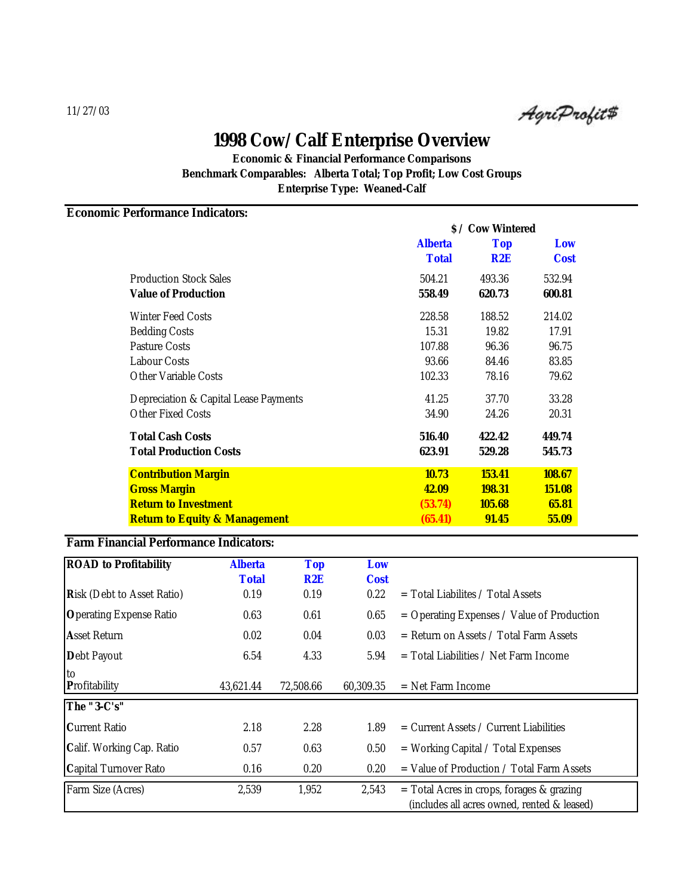11/27/03

AgriProfit$

# 1998 Cow/Calf Enterprise Overview

**Economic & Financial Performance Comparisons**
**Benchmark Comparables: Alberta Total; Top Profit; Low Cost Groups**
**Enterprise Type: Weaned-Calf**

## Economic Performance Indicators:

| | $ / Cow Wintered | | |
|---|---|---|---|
| | **Alberta Total** | **Top R2E** | **Low Cost** |
| Production Stock Sales | 504.21 | 493.36 | 532.94 |
| **Value of Production** | **558.49** | **620.73** | **600.81** |
| Winter Feed Costs | 228.58 | 188.52 | 214.02 |
| Bedding Costs | 15.31 | 19.82 | 17.91 |
| Pasture Costs | 107.88 | 96.36 | 96.75 |
| Labour Costs | 93.66 | 84.46 | 83.85 |
| Other Variable Costs | 102.33 | 78.16 | 79.62 |
| Depreciation & Capital Lease Payments | 41.25 | 37.70 | 33.28 |
| Other Fixed Costs | 34.90 | 24.26 | 20.31 |
| **Total Cash Costs** | **516.40** | **422.42** | **449.74** |
| **Total Production Costs** | **623.91** | **529.28** | **545.73** |
| **Contribution Margin** | **10.73** | **153.41** | **108.67** |
| **Gross Margin** | **42.09** | **198.31** | **151.08** |
| **Return to Investment** | **(53.74)** | **105.68** | **65.81** |
| **Return to Equity & Management** | **(65.41)** | **91.45** | **55.09** |

## Farm Financial Performance Indicators:

| **ROAD to Profitability** | **Alberta Total** | **Top R2E** | **Low Cost** | |
|---|---|---|---|---|
| **R**isk (Debt to Asset Ratio) | 0.19 | 0.19 | 0.22 | = Total Liabilites / Total Assets |
| **O**perating Expense Ratio | 0.63 | 0.61 | 0.65 | = Operating Expenses / Value of Production |
| **A**sset Return | 0.02 | 0.04 | 0.03 | = Return on Assets / Total Farm Assets |
| **D**ebt Payout | 6.54 | 4.33 | 5.94 | = Total Liabilities / Net Farm Income |
| to **P**rofitability | 43,621.44 | 72,508.66 | 60,309.35 | = Net Farm Income |
| **The "3-C's"** | | | | |
| **C**urrent Ratio | 2.18 | 2.28 | 1.89 | = Current Assets / Current Liabilities |
| **C**alif. Working Cap. Ratio | 0.57 | 0.63 | 0.50 | = Working Capital / Total Expenses |
| **C**apital Turnover Rato | 0.16 | 0.20 | 0.20 | = Value of Production / Total Farm Assets |
| Farm Size (Acres) | 2,539 | 1,952 | 2,543 | = Total Acres in crops, forages & grazing (includes all acres owned, rented & leased) |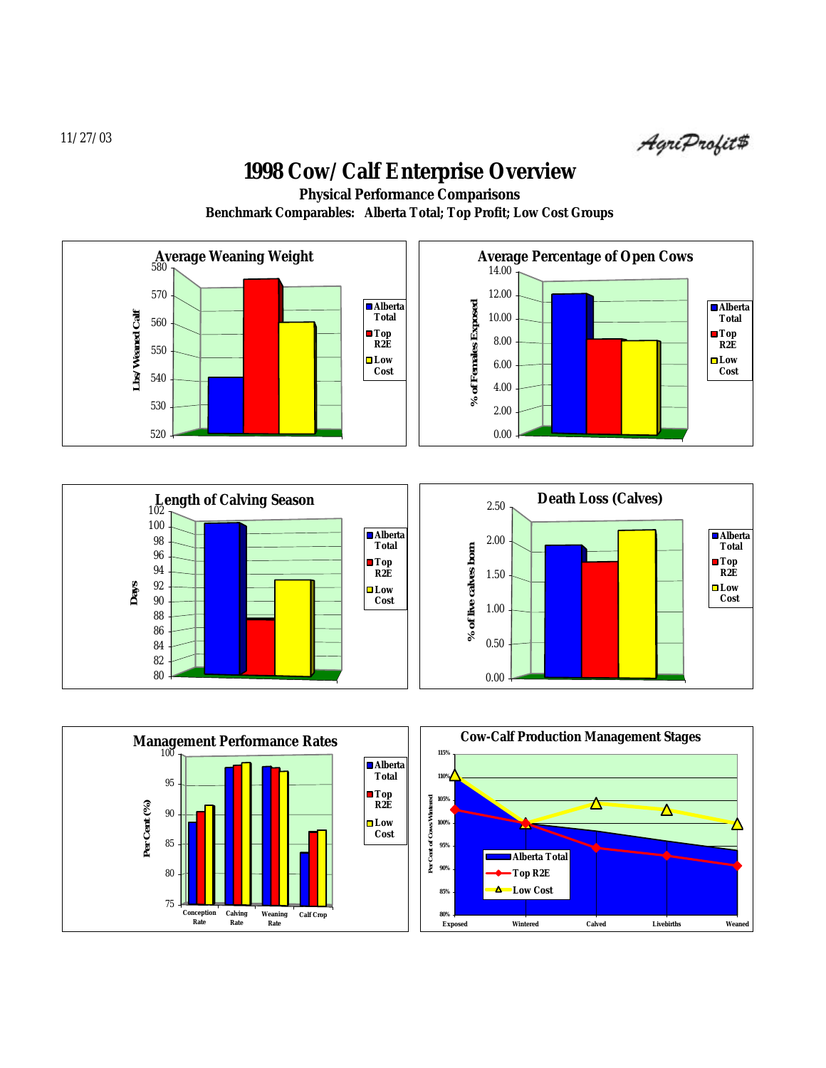# 1998 Cow/Calf Enterprise Overview

**Physical Performance Comparisons**

**Benchmark Comparables: Alberta Total; Top Profit; Low Cost Groups**

### Average Weaning Weight

Lbs/Weaned Calf

580, 570, 560, 550, 540, 530, 520

Alberta Total | Top R2E | Low Cost

### Average Percentage of Open Cows

% of Females Exposed

14.00, 12.00, 10.00, 8.00, 6.00, 4.00, 2.00, 0.00

Alberta Total | Top R2E | Low Cost

### Length of Calving Season

Days

102, 100, 98, 96, 94, 92, 90, 88, 86, 84, 82, 80

Alberta Total | Top R2E | Low Cost

### Death Loss (Calves)

% of live calves born

2.50, 2.00, 1.50, 1.00, 0.50, 0.00

Alberta Total | Top R2E | Low Cost

### Management Performance Rates

Per Cent (%)

100, 95, 90, 85, 80, 75

Conception Rate | Calving Rate | Weaning Rate | Calf Crop

Alberta Total | Top R2E | Low Cost

### Cow-Calf Production Management Stages

Per Cent of Cows Wintered

115%, 110%, 105%, 100%, 95%, 90%, 85%, 80%

Exposed | Wintered | Calved | Livebirths | Weaned

Alberta Total | Top R2E | Low Cost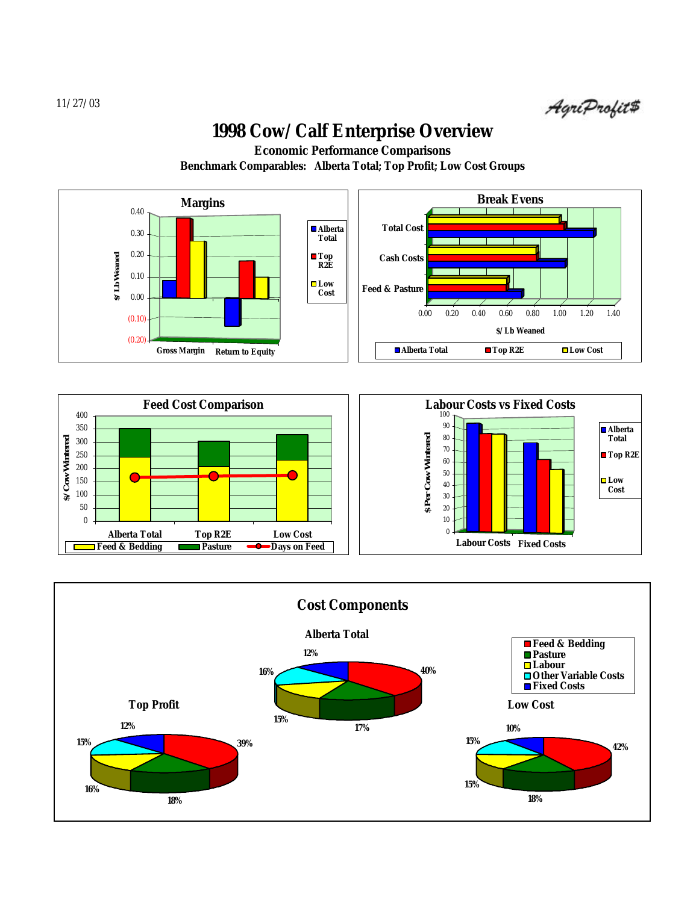11/27/03

# 1998 Cow/Calf Enterprise Overview

**Economic Performance Comparisons**

**Benchmark Comparables: Alberta Total; Top Profit; Low Cost Groups**

### Margins

$/ Lb Weaned

0.40, 0.30, 0.20, 0.10, 0.00, (0.10), (0.20)

Gross Margin | Return to Equity

Alberta Total | Top R2E | Low Cost

### Break Evens

Total Cost | Cash Costs | Feed & Pasture

0.00, 0.20, 0.40, 0.60, 0.80, 1.00, 1.20, 1.40

$/ Lb Weaned

Alberta Total | Top R2E | Low Cost

### Feed Cost Comparison

$/ Cow Wintered

400, 350, 300, 250, 200, 150, 100, 50, 0

Alberta Total | Top R2E | Low Cost

Feed & Bedding | Pasture | Days on Feed

### Labour Costs vs Fixed Costs

$ Per Cow Wintered

100, 90, 80, 70, 60, 50, 40, 30, 20, 10, 0

Labour Costs | Fixed Costs

Alberta Total | Top R2E | Low Cost

## Cost Components

Feed & Bedding | Pasture | Labour | Other Variable Costs | Fixed Costs

| Component | Alberta Total | Top Profit | Low Cost |
|---|---|---|---|
| Feed & Bedding | 40% | 39% | 42% |
| Pasture | 17% | 18% | 18% |
| Labour | 15% | 16% | 15% |
| Other Variable Costs | 16% | 15% | 15% |
| Fixed Costs | 12% | 12% | 10% |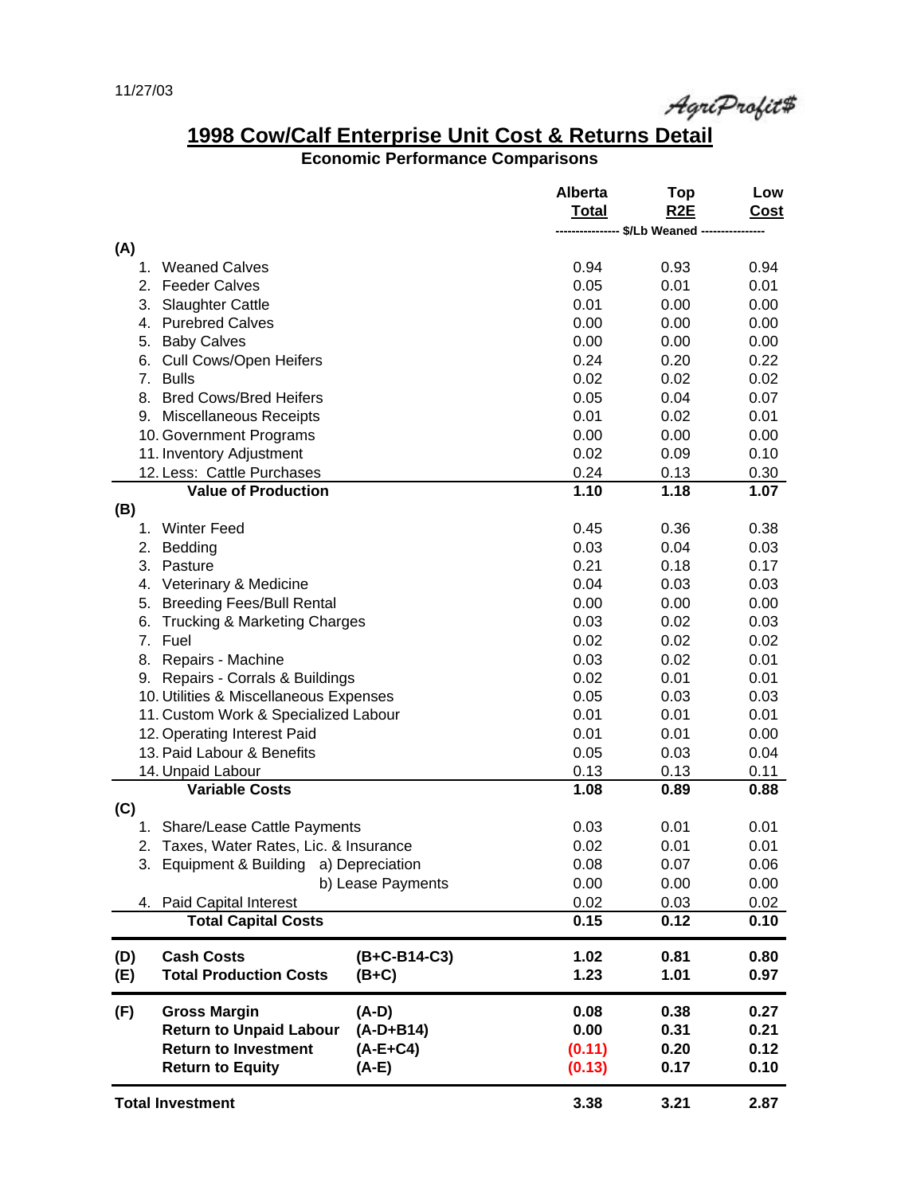11/27/03

AgriProfit$

# 1998 Cow/Calf Enterprise Unit Cost & Returns Detail

## Economic Performance Comparisons

| | | Alberta Total | Top R2E | Low Cost |
|---|---|---|---|---|
| | | $/Lb Weaned | | |
| **(A)** | | | | |
| | 1. Weaned Calves | 0.94 | 0.93 | 0.94 |
| | 2. Feeder Calves | 0.05 | 0.01 | 0.01 |
| | 3. Slaughter Cattle | 0.01 | 0.00 | 0.00 |
| | 4. Purebred Calves | 0.00 | 0.00 | 0.00 |
| | 5. Baby Calves | 0.00 | 0.00 | 0.00 |
| | 6. Cull Cows/Open Heifers | 0.24 | 0.20 | 0.22 |
| | 7. Bulls | 0.02 | 0.02 | 0.02 |
| | 8. Bred Cows/Bred Heifers | 0.05 | 0.04 | 0.07 |
| | 9. Miscellaneous Receipts | 0.01 | 0.02 | 0.01 |
| | 10. Government Programs | 0.00 | 0.00 | 0.00 |
| | 11. Inventory Adjustment | 0.02 | 0.09 | 0.10 |
| | 12. Less: Cattle Purchases | 0.24 | 0.13 | 0.30 |
| | **Value of Production** | **1.10** | **1.18** | **1.07** |
| **(B)** | | | | |
| | 1. Winter Feed | 0.45 | 0.36 | 0.38 |
| | 2. Bedding | 0.03 | 0.04 | 0.03 |
| | 3. Pasture | 0.21 | 0.18 | 0.17 |
| | 4. Veterinary & Medicine | 0.04 | 0.03 | 0.03 |
| | 5. Breeding Fees/Bull Rental | 0.00 | 0.00 | 0.00 |
| | 6. Trucking & Marketing Charges | 0.03 | 0.02 | 0.03 |
| | 7. Fuel | 0.02 | 0.02 | 0.02 |
| | 8. Repairs - Machine | 0.03 | 0.02 | 0.01 |
| | 9. Repairs - Corrals & Buildings | 0.02 | 0.01 | 0.01 |
| | 10. Utilities & Miscellaneous Expenses | 0.05 | 0.03 | 0.03 |
| | 11. Custom Work & Specialized Labour | 0.01 | 0.01 | 0.01 |
| | 12. Operating Interest Paid | 0.01 | 0.01 | 0.00 |
| | 13. Paid Labour & Benefits | 0.05 | 0.03 | 0.04 |
| | 14. Unpaid Labour | 0.13 | 0.13 | 0.11 |
| | **Variable Costs** | **1.08** | **0.89** | **0.88** |
| **(C)** | | | | |
| | 1. Share/Lease Cattle Payments | 0.03 | 0.01 | 0.01 |
| | 2. Taxes, Water Rates, Lic. & Insurance | 0.02 | 0.01 | 0.01 |
| | 3. Equipment & Building a) Depreciation | 0.08 | 0.07 | 0.06 |
| | b) Lease Payments | 0.00 | 0.00 | 0.00 |
| | 4. Paid Capital Interest | 0.02 | 0.03 | 0.02 |
| | **Total Capital Costs** | **0.15** | **0.12** | **0.10** |
| **(D)** | **Cash Costs** (B+C-B14-C3) | **1.02** | **0.81** | **0.80** |
| **(E)** | **Total Production Costs** (B+C) | **1.23** | **1.01** | **0.97** |
| **(F)** | **Gross Margin** (A-D) | **0.08** | **0.38** | **0.27** |
| | **Return to Unpaid Labour** (A-D+B14) | **0.00** | **0.31** | **0.21** |
| | **Return to Investment** (A-E+C4) | **(0.11)** | **0.20** | **0.12** |
| | **Return to Equity** (A-E) | **(0.13)** | **0.17** | **0.10** |
| **Total Investment** | | **3.38** | **3.21** | **2.87** |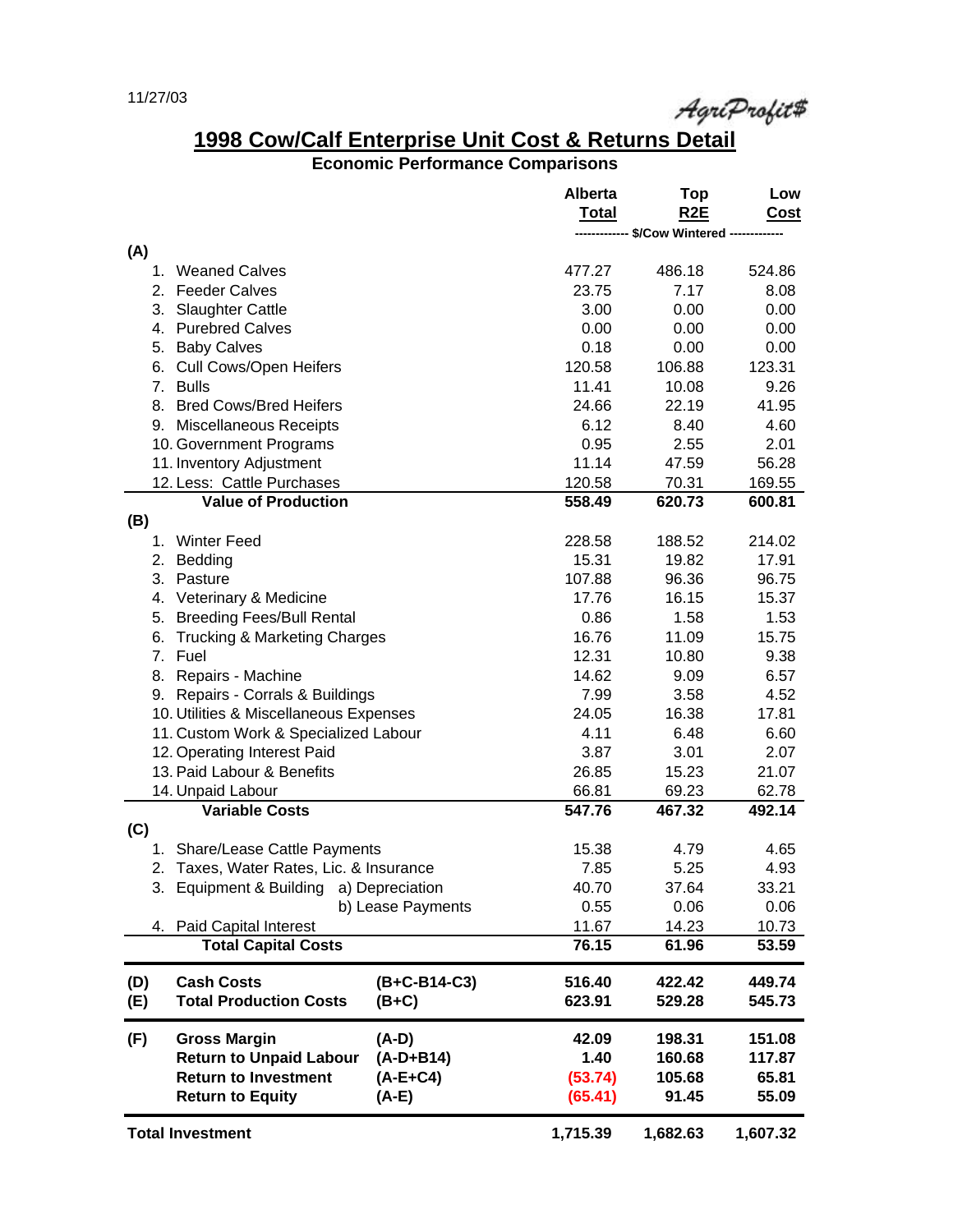11/27/03

AgriProfit$

# 1998 Cow/Calf Enterprise Unit Cost & Returns Detail

## Economic Performance Comparisons

| | | Alberta Total | Top R2E | Low Cost |
|---|---|---|---|---|
| | | $/Cow Wintered | | |
| **(A)** | | | | |
| 1. Weaned Calves | | 477.27 | 486.18 | 524.86 |
| 2. Feeder Calves | | 23.75 | 7.17 | 8.08 |
| 3. Slaughter Cattle | | 3.00 | 0.00 | 0.00 |
| 4. Purebred Calves | | 0.00 | 0.00 | 0.00 |
| 5. Baby Calves | | 0.18 | 0.00 | 0.00 |
| 6. Cull Cows/Open Heifers | | 120.58 | 106.88 | 123.31 |
| 7. Bulls | | 11.41 | 10.08 | 9.26 |
| 8. Bred Cows/Bred Heifers | | 24.66 | 22.19 | 41.95 |
| 9. Miscellaneous Receipts | | 6.12 | 8.40 | 4.60 |
| 10. Government Programs | | 0.95 | 2.55 | 2.01 |
| 11. Inventory Adjustment | | 11.14 | 47.59 | 56.28 |
| 12. Less: Cattle Purchases | | 120.58 | 70.31 | 169.55 |
| **Value of Production** | | **558.49** | **620.73** | **600.81** |
| **(B)** | | | | |
| 1. Winter Feed | | 228.58 | 188.52 | 214.02 |
| 2. Bedding | | 15.31 | 19.82 | 17.91 |
| 3. Pasture | | 107.88 | 96.36 | 96.75 |
| 4. Veterinary & Medicine | | 17.76 | 16.15 | 15.37 |
| 5. Breeding Fees/Bull Rental | | 0.86 | 1.58 | 1.53 |
| 6. Trucking & Marketing Charges | | 16.76 | 11.09 | 15.75 |
| 7. Fuel | | 12.31 | 10.80 | 9.38 |
| 8. Repairs - Machine | | 14.62 | 9.09 | 6.57 |
| 9. Repairs - Corrals & Buildings | | 7.99 | 3.58 | 4.52 |
| 10. Utilities & Miscellaneous Expenses | | 24.05 | 16.38 | 17.81 |
| 11. Custom Work & Specialized Labour | | 4.11 | 6.48 | 6.60 |
| 12. Operating Interest Paid | | 3.87 | 3.01 | 2.07 |
| 13. Paid Labour & Benefits | | 26.85 | 15.23 | 21.07 |
| 14. Unpaid Labour | | 66.81 | 69.23 | 62.78 |
| **Variable Costs** | | **547.76** | **467.32** | **492.14** |
| **(C)** | | | | |
| 1. Share/Lease Cattle Payments | | 15.38 | 4.79 | 4.65 |
| 2. Taxes, Water Rates, Lic. & Insurance | | 7.85 | 5.25 | 4.93 |
| 3. Equipment & Building | a) Depreciation | 40.70 | 37.64 | 33.21 |
| | b) Lease Payments | 0.55 | 0.06 | 0.06 |
| 4. Paid Capital Interest | | 11.67 | 14.23 | 10.73 |
| **Total Capital Costs** | | **76.15** | **61.96** | **53.59** |
| **(D) Cash Costs** | **(B+C-B14-C3)** | **516.40** | **422.42** | **449.74** |
| **(E) Total Production Costs** | **(B+C)** | **623.91** | **529.28** | **545.73** |
| **(F) Gross Margin** | **(A-D)** | **42.09** | **198.31** | **151.08** |
| **Return to Unpaid Labour** | **(A-D+B14)** | **1.40** | **160.68** | **117.87** |
| **Return to Investment** | **(A-E+C4)** | **(53.74)** | **105.68** | **65.81** |
| **Return to Equity** | **(A-E)** | **(65.41)** | **91.45** | **55.09** |
| **Total Investment** | | **1,715.39** | **1,682.63** | **1,607.32** |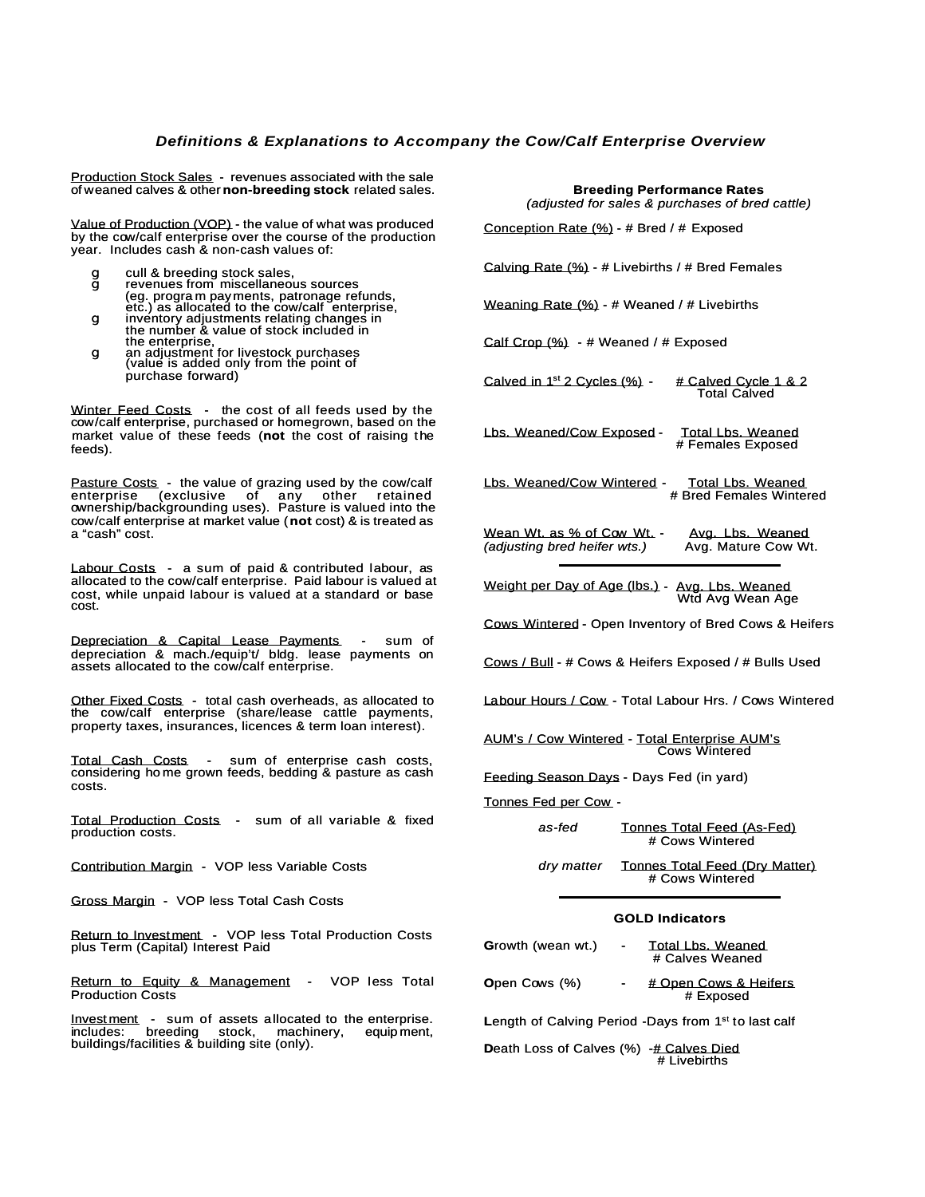### *Definitions & Explanations to Accompany the Cow/Calf Enterprise Overview*

Production Stock Sales - revenues associated with the sale of weaned calves & other **non-breeding stock** related sales.

Value of Production (VOP) - the value of what was produced by the cow/calf enterprise over the course of the production year. Includes cash & non-cash values of:

- cull & breeding stock sales,
- revenues from miscellaneous sources (eg. program payments, patronage refunds, etc.) as allocated to the cow/calf enterprise,
- inventory adjustments relating changes in the number & value of stock included in the enterprise,
- an adjustment for livestock purchases (value is added only from the point of purchase forward)

Winter Feed Costs - the cost of all feeds used by the cow/calf enterprise, purchased or homegrown, based on the market value of these feeds (**not** the cost of raising the feeds).

Pasture Costs - the value of grazing used by the cow/calf enterprise (exclusive of any other retained ownership/backgrounding uses). Pasture is valued into the cow/calf enterprise at market value (**not** cost) & is treated as a "cash" cost.

Labour Costs - a sum of paid & contributed labour, as allocated to the cow/calf enterprise. Paid labour is valued at cost, while unpaid labour is valued at a standard or base cost.

Depreciation & Capital Lease Payments - sum of depreciation & mach./equip't/ bldg. lease payments on assets allocated to the cow/calf enterprise.

Other Fixed Costs - total cash overheads, as allocated to the cow/calf enterprise (share/lease cattle payments, property taxes, insurances, licences & term loan interest).

Total Cash Costs - sum of enterprise cash costs, considering home grown feeds, bedding & pasture as cash costs.

Total Production Costs - sum of all variable & fixed production costs.

Contribution Margin - VOP less Variable Costs

Gross Margin - VOP less Total Cash Costs

Return to Investment - VOP less Total Production Costs plus Term (Capital) Interest Paid

Return to Equity & Management - VOP less Total Production Costs

Investment - sum of assets allocated to the enterprise. includes: breeding stock, machinery, equipment, buildings/facilities & building site (only).

**Breeding Performance Rates**
*(adjusted for sales & purchases of bred cattle)*

Conception Rate (%) - # Bred / # Exposed

Calving Rate (%) - # Livebirths / # Bred Females

Weaning Rate (%) - # Weaned / # Livebirths

Calf Crop (%) - # Weaned / # Exposed

Calved in 1st 2 Cycles (%) - # Calved Cycle 1 & 2 / Total Calved

Lbs. Weaned/Cow Exposed - Total Lbs. Weaned / # Females Exposed

Lbs. Weaned/Cow Wintered - Total Lbs. Weaned / # Bred Females Wintered

Wean Wt. as % of Cow Wt. *(adjusting bred heifer wts.)* - Avg. Lbs. Weaned / Avg. Mature Cow Wt.

---

Weight per Day of Age (lbs.) - Avg. Lbs. Weaned / Wtd Avg Wean Age

Cows Wintered - Open Inventory of Bred Cows & Heifers

Cows / Bull - # Cows & Heifers Exposed / # Bulls Used

Labour Hours / Cow - Total Labour Hrs. / Cows Wintered

AUM's / Cow Wintered - Total Enterprise AUM's / Cows Wintered

Feeding Season Days - Days Fed (in yard)

Tonnes Fed per Cow -

- *as-fed* — Tonnes Total Feed (As-Fed) / # Cows Wintered
- *dry matter* — Tonnes Total Feed (Dry Matter) / # Cows Wintered

---

**GOLD Indicators**

**G**rowth (wean wt.) - Total Lbs. Weaned / # Calves Weaned

**O**pen Cows (%) - # Open Cows & Heifers / # Exposed

**L**ength of Calving Period - Days from 1st to last calf

**D**eath Loss of Calves (%) - # Calves Died / # Livebirths